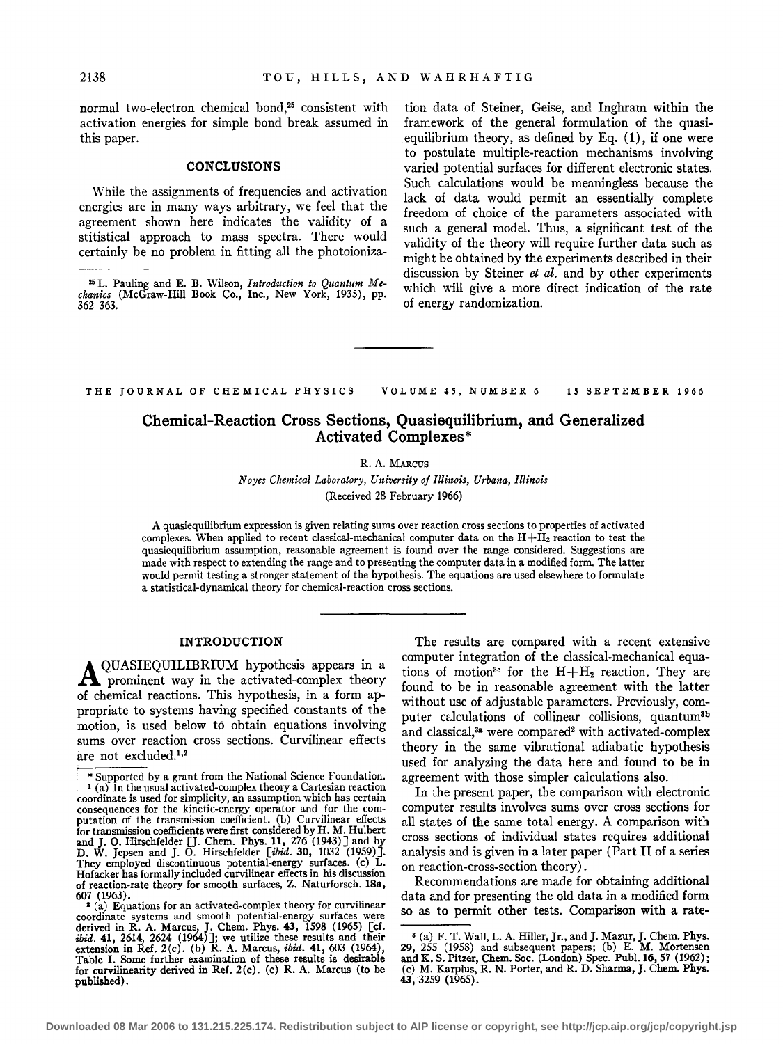normal two-electron chemical bond,[25] consistent with activation energies for simple bond break assumed in this paper.

## CONCLUSIONS

While the assignments of frequencies and activation energies are in many ways arbitrary, we feel that the agreement shown here indicates the validity of a stitistical approach to mass spectra. There would certainly be no problem in fitting all the photoionization data of Steiner, Geise, and Inghram within the framework of the general formulation of the quasiequilibrium theory, as defined by Eq. (1), if one were to postulate multiple-reaction mechanisms involving varied potential surfaces for different electronic states. Such calculations would be meaningless because the lack of data would permit an essentially complete freedom of choice of the parameters associated with such a general model. Thus, a significant test of the validity of the theory will require further data such as might be obtained by the experiments described in their discussion by Steiner *et al.* and by other experiments which will give a more direct indication of the rate of energy randomization.

[25] L. Pauling and E. B. Wilson, *Introduction to Quantum Mechanics* (McGraw-Hill Book Co., Inc., New York, 1935), pp. 362–363.

---

THE JOURNAL OF CHEMICAL PHYSICS VOLUME 45, NUMBER 6 15 SEPTEMBER 1966

# Chemical-Reaction Cross Sections, Quasiequilibrium, and Generalized Activated Complexes*

R. A. Marcus

*Noyes Chemical Laboratory, University of Illinois, Urbana, Illinois*

(Received 28 February 1966)

A quasiequilibrium expression is given relating sums over reaction cross sections to properties of activated complexes. When applied to recent classical-mechanical computer data on the $H+H_2$ reaction to test the quasiequilibrium assumption, reasonable agreement is found over the range considered. Suggestions are made with respect to extending the range and to presenting the computer data in a modified form. The latter would permit testing a stronger statement of the hypothesis. The equations are used elsewhere to formulate a statistical-dynamical theory for chemical-reaction cross sections.

## INTRODUCTION

A QUASIEQUILIBRIUM hypothesis appears in a prominent way in the activated-complex theory of chemical reactions. This hypothesis, in a form appropriate to systems having specified constants of the motion, is used below to obtain equations involving sums over reaction cross sections. Curvilinear effects are not excluded.[1,2]

The results are compared with a recent extensive computer integration of the classical-mechanical equations of motion[3c] for the $H+H_2$ reaction. They are found to be in reasonable agreement with the latter without use of adjustable parameters. Previously, computer calculations of collinear collisions, quantum[3b] and classical,[3a] were compared[2] with activated-complex theory in the same vibrational adiabatic hypothesis used for analyzing the data here and found to be in agreement with those simpler calculations also.

In the present paper, the comparison with electronic computer results involves sums over cross sections for all states of the same total energy. A comparison with cross sections of individual states requires additional analysis and is given in a later paper (Part II of a series on reaction-cross-section theory).

Recommendations are made for obtaining additional data and for presenting the old data in a modified form so as to permit other tests. Comparison with a rate-

\* Supported by a grant from the National Science Foundation.

[1] (a) In the usual activated-complex theory a Cartesian reaction coordinate is used for simplicity, an assumption which has certain consequences for the kinetic-energy operator and for the computation of the transmission coefficient. (b) Curvilinear effects for transmission coefficients were first considered by H. M. Hulbert and J. O. Hirschfelder [J. Chem. Phys. **11**, 276 (1943)] and by D. W. Jepsen and J. O. Hirschfelder [*ibid.* **30**, 1032 (1959)]. They employed discontinuous potential-energy surfaces. (c) L. Hofacker has formally included curvilinear effects in his discussion of reaction-rate theory for smooth surfaces, Z. Naturforsch. **18a**, 607 (1963).

[2] (a) Equations for an activated-complex theory for curvilinear coordinate systems and smooth potential-energy surfaces were derived in R. A. Marcus, J. Chem. Phys. **43**, 1598 (1965) [cf. *ibid.* **41**, 2614, 2624 (1964)]; we utilize these results and their extension in Ref. 2(c). (b) R. A. Marcus, *ibid.* **41**, 603 (1964), Table I. Some further examination of these results is desirable for curvilinearity derived in Ref. 2(c). (c) R. A. Marcus (to be published).

[3] (a) F. T. Wall, L. A. Hiller, Jr., and J. Mazur, J. Chem. Phys. **29**, 255 (1958) and subsequent papers; (b) E. M. Mortensen and K. S. Pitzer, Chem. Soc. (London) Spec. Publ. **16**, 57 (1962); (c) M. Karplus, R. N. Porter, and R. D. Sharma, J. Chem. Phys. **43**, 3259 (1965).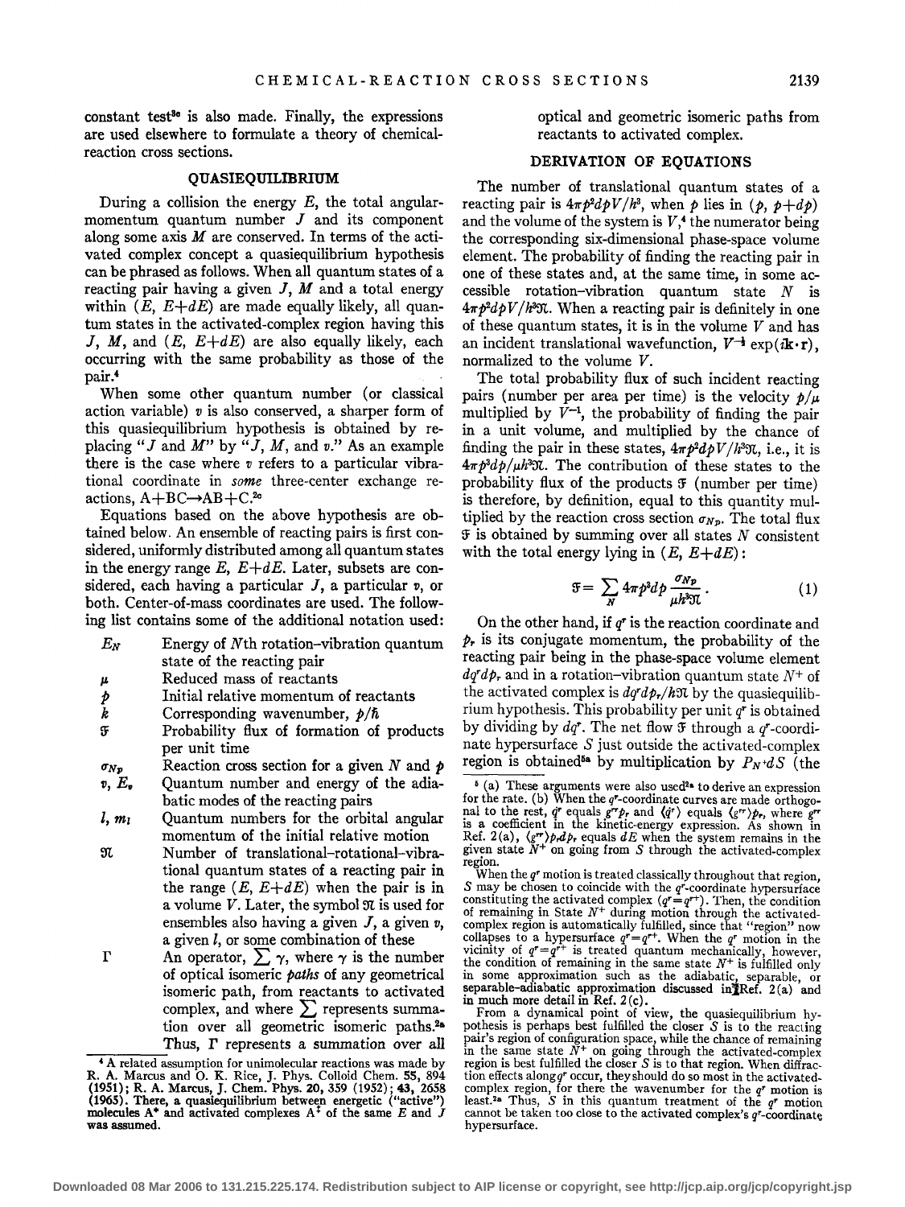constant test[3c] is also made. Finally, the expressions are used elsewhere to formulate a theory of chemical-reaction cross sections.

## QUASIEQUILIBRIUM

During a collision the energy $E$, the total angular-momentum quantum number $J$ and its component along some axis $M$ are conserved. In terms of the activated complex concept a quasiequilibrium hypothesis can be phrased as follows. When all quantum states of a reacting pair having a given $J$, $M$ and a total energy within $(E, E+dE)$ are made equally likely, all quantum states in the activated-complex region having this $J$, $M$, and $(E, E+dE)$ are also equally likely, each occurring with the same probability as those of the pair.[4]

When some other quantum number (or classical action variable) $v$ is also conserved, a sharper form of this quasiequilibrium hypothesis is obtained by replacing "$J$ and $M$" by "$J$, $M$, and $v$." As an example there is the case where $v$ refers to a particular vibrational coordinate in *some* three-center exchange reactions, $A+BC \rightarrow AB+C$.[2c]

Equations based on the above hypothesis are obtained below. An ensemble of reacting pairs is first considered, uniformly distributed among all quantum states in the energy range $E$, $E+dE$. Later, subsets are considered, each having a particular $J$, a particular $v$, or both. Center-of-mass coordinates are used. The following list contains some of the additional notation used:

- $E_N$ — Energy of $N$th rotation–vibration quantum state of the reacting pair
- $\mu$ — Reduced mass of reactants
- $p$ — Initial relative momentum of reactants
- $k$ — Corresponding wavenumber, $p/\hbar$
- $\mathfrak{F}$ — Probability flux of formation of products per unit time
- $\sigma_{Np}$ — Reaction cross section for a given $N$ and $p$
- $v$, $E_v$ — Quantum number and energy of the adiabatic modes of the reacting pairs
- $l$, $m_l$ — Quantum numbers for the orbital angular momentum of the initial relative motion
- $\mathfrak{N}$ — Number of translational–rotational–vibrational quantum states of a reacting pair in the range $(E, E+dE)$ when the pair is in a volume $V$. Later, the symbol $\mathfrak{N}$ is used for ensembles also having a given $J$, a given $v$, a given $l$, or some combination of these
- $\Gamma$ — An operator, $\sum \gamma$, where $\gamma$ is the number of optical isomeric *paths* of any geometrical isomeric path, from reactants to activated complex, and where $\sum$ represents summation over all geometric isomeric paths.[2a] Thus, $\Gamma$ represents a summation over all optical and geometric isomeric paths from reactants to activated complex.

[4] A related assumption for unimolecular reactions was made by R. A. Marcus and O. K. Rice, J. Phys. Colloid Chem. **55**, 894 (1951); R. A. Marcus, J. Chem. Phys. **20**, 359 (1952); **43**, 2658 (1965). There, a quasiequilibrium between energetic ("active") molecules $A^*$ and activated complexes $A^\ddagger$ of the same $E$ and $J$ was assumed.

## DERIVATION OF EQUATIONS

The number of translational quantum states of a reacting pair is $4\pi p^2 dp V/h^3$, when $p$ lies in $(p, p+dp)$ and the volume of the system is $V$,[4] the numerator being the corresponding six-dimensional phase-space volume element. The probability of finding the reacting pair in one of these states and, at the same time, in some accessible rotation–vibration quantum state $N$ is $4\pi p^2 dp V/h^3\mathfrak{N}$. When a reacting pair is definitely in one of these quantum states, it is in the volume $V$ and has an incident translational wavefunction, $V^{-\frac{1}{2}} \exp(i\mathbf{k}\cdot\mathbf{r})$, normalized to the volume $V$.

The total probability flux of such incident reacting pairs (number per area per time) is the velocity $p/\mu$ multiplied by $V^{-1}$, the probability of finding the pair in a unit volume, and multiplied by the chance of finding the pair in these states, $4\pi p^2 dp V/h^3\mathfrak{N}$, i.e., it is $4\pi p^3 dp/\mu h^3\mathfrak{N}$. The contribution of these states to the probability flux of the products $\mathfrak{F}$ (number per time) is therefore, by definition, equal to this quantity multiplied by the reaction cross section $\sigma_{Np}$. The total flux $\mathfrak{F}$ is obtained by summing over all states $N$ consistent with the total energy lying in $(E, E+dE)$:

$$\mathfrak{F} = \sum_N 4\pi p^3 dp \frac{\sigma_{Np}}{\mu h^3 \mathfrak{N}}. \tag{1}$$

On the other hand, if $q^r$ is the reaction coordinate and $p_r$ is its conjugate momentum, the probability of the reacting pair being in the phase-space volume element $dq^r dp_r$ and in a rotation–vibration quantum state $N^+$ of the activated complex is $dq^r dp_r/h\mathfrak{N}$ by the quasiequilibrium hypothesis. This probability per unit $q^r$ is obtained by dividing by $dq^r$. The net flow $\mathfrak{F}$ through a $q^r$-coordinate hypersurface $S$ just outside the activated-complex region is obtained[5a] by multiplication by $P_{N^+}dS$ (the

[5] (a) These arguments were also used[2a] to derive an expression for the rate. (b) When the $q^r$-coordinate curves are made orthogonal to the rest, $\dot{q}^r$ equals $g^{rr}p_r$ and $\langle \dot{q}^r \rangle$ equals $\langle g^{rr} \rangle p_r$, where $g^{rr}$ is a coefficient in the kinetic-energy expression. As shown in Ref. 2(a), $\langle g^{rr} \rangle p_r dp_r$ equals $dE$ when the system remains in the given state $N^+$ on going from $S$ through the activated-complex region.

When the $q^r$ motion is treated classically throughout that region, $S$ may be chosen to coincide with the $q^r$-coordinate hypersurface constituting the activated complex ($q^r = q^{r+}$). Then, the condition of remaining in State $N^+$ during motion through the activated-complex region is automatically fulfilled, since that "region" now collapses to a hypersurface $q^r = q^{r+}$. When the $q^r$ motion in the vicinity of $q^r = q^{r+}$ is treated quantum mechanically, however, the condition of remaining in the same state $N^+$ is fulfilled only in some approximation such as the adiabatic, separable, or separable-adiabatic approximation discussed in Ref. 2(a) and in much more detail in Ref. 2(c).

From a dynamical point of view, the quasiequilibrium hypothesis is perhaps best fulfilled the closer $S$ is to the reacting pair's region of configuration space, while the chance of remaining in the same state $N^+$ on going through the activated-complex region is best fulfilled the closer $S$ is to that region. When diffraction effects along $q^r$ occur, they should do so most in the activated-complex region, for there the wavenumber for the $q^r$ motion is least.[2a] Thus, $S$ in this quantum treatment of the $q^r$ motion cannot be taken too close to the activated complex's $q^r$-coordinate hypersurface.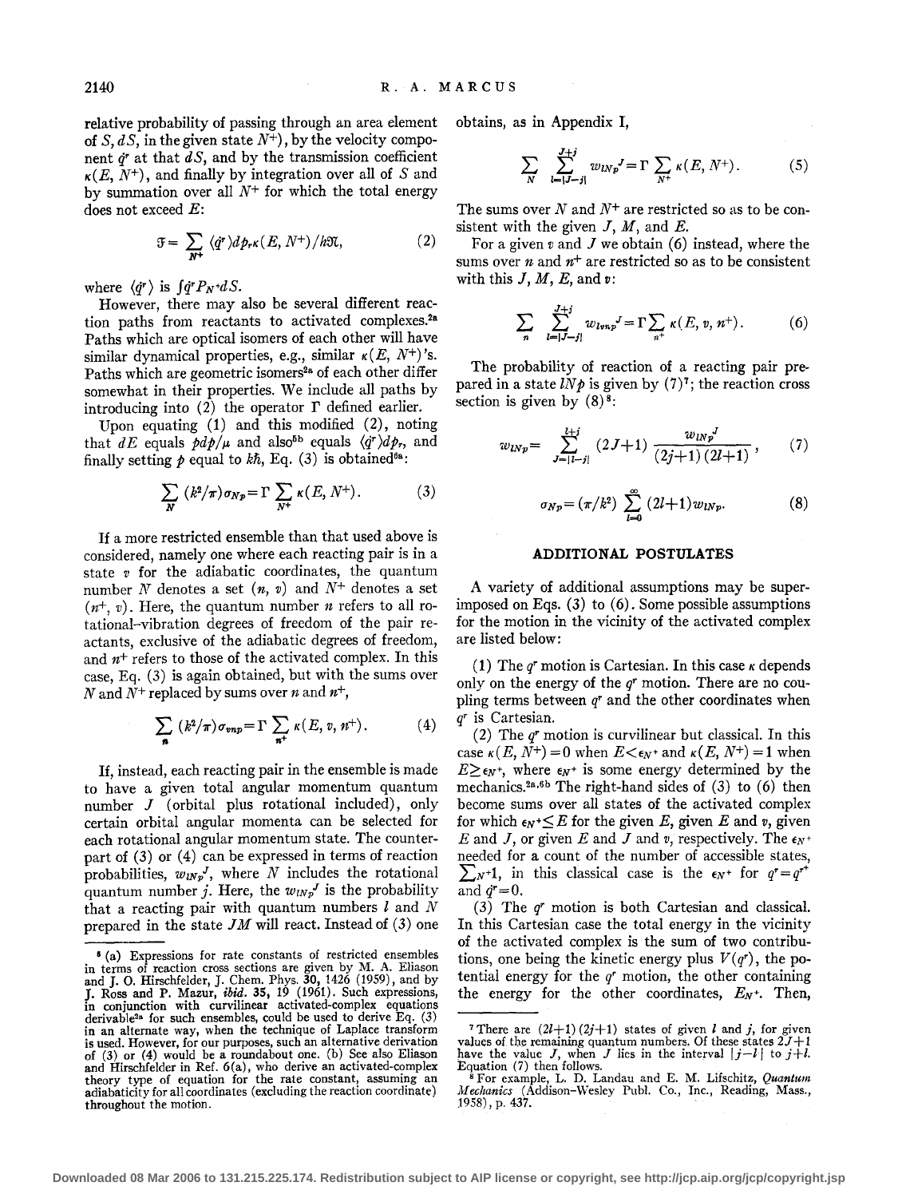relative probability of passing through an area element of $S$, $dS$, in the given state $N^+$), by the velocity component $\dot{q}^r$ at that $dS$, and by the transmission coefficient $\kappa(E, N^+)$, and finally by integration over all of $S$ and by summation over all $N^+$ for which the total energy does not exceed $E$:

$$\mathfrak{F} = \sum_{N^+} \langle \dot{q}^r \rangle dp_r \kappa(E, N^+)/h\mathfrak{N}, \tag{2}$$

where $\langle \dot{q}^r \rangle$ is $\int \dot{q}^r P_{N^+} dS$.

However, there may also be several different reaction paths from reactants to activated complexes.[2a] Paths which are optical isomers of each other will have similar dynamical properties, e.g., similar $\kappa(E, N^+)$'s. Paths which are geometric isomers[2a] of each other differ somewhat in their properties. We include all paths by introducing into (2) the operator $\Gamma$ defined earlier.

Upon equating (1) and this modified (2), noting that $dE$ equals $pdp/\mu$ and also[6b] equals $\langle \dot{q}^r \rangle dp_r$, and finally setting $p$ equal to $k\hbar$, Eq. (3) is obtained[6a]:

$$\sum_N (k^2/\pi)\sigma_{Np} = \Gamma \sum_{N^+} \kappa(E, N^+). \tag{3}$$

If a more restricted ensemble than that used above is considered, namely one where each reacting pair is in a state $v$ for the adiabatic coordinates, the quantum number $N$ denotes a set $(n, v)$ and $N^+$ denotes a set $(n^+, v)$. Here, the quantum number $n$ refers to all rotational–vibration degrees of freedom of the pair reactants, exclusive of the adiabatic degrees of freedom, and $n^+$ refers to those of the activated complex. In this case, Eq. (3) is again obtained, but with the sums over $N$ and $N^+$ replaced by sums over $n$ and $n^+$,

$$\sum_n (k^2/\pi)\sigma_{vnp} = \Gamma \sum_{n^+} \kappa(E, v, n^+). \tag{4}$$

If, instead, each reacting pair in the ensemble is made to have a given total angular momentum quantum number $J$ (orbital plus rotational included), only certain orbital angular momenta can be selected for each rotational angular momentum state. The counterpart of (3) or (4) can be expressed in terms of reaction probabilities, $w_{lNp}{}^J$, where $N$ includes the rotational quantum number $j$. Here, the $w_{lNp}{}^J$ is the probability that a reacting pair with quantum numbers $l$ and $N$ prepared in the state $JM$ will react. Instead of (3) one obtains, as in Appendix I,

$$\sum_N \sum_{l=|J-j|}^{J+j} w_{lNp}{}^J = \Gamma \sum_{N^+} \kappa(E, N^+). \tag{5}$$

The sums over $N$ and $N^+$ are restricted so as to be consistent with the given $J$, $M$, and $E$.

For a given $v$ and $J$ we obtain (6) instead, where the sums over $n$ and $n^+$ are restricted so as to be consistent with this $J$, $M$, $E$, and $v$:

$$\sum_n \sum_{l=|J-j|}^{J+j} w_{lvnp}{}^J = \Gamma \sum_{n^+} \kappa(E, v, n^+). \tag{6}$$

The probability of reaction of a reacting pair prepared in a state $lNp$ is given by (7)[7]; the reaction cross section is given by (8)[8]:

$$w_{lNp} = \sum_{J=|l-j|}^{l+j} (2J+1) \frac{w_{lNp}{}^J}{(2j+1)(2l+1)}, \tag{7}$$

$$\sigma_{Np} = (\pi/k^2) \sum_{l=0}^{\infty} (2l+1) w_{lNp}. \tag{8}$$

## ADDITIONAL POSTULATES

A variety of additional assumptions may be superimposed on Eqs. (3) to (6). Some possible assumptions for the motion in the vicinity of the activated complex are listed below:

(1) The $q^r$ motion is Cartesian. In this case $\kappa$ depends only on the energy of the $q^r$ motion. There are no coupling terms between $q^r$ and the other coordinates when $q^r$ is Cartesian.

(2) The $q^r$ motion is curvilinear but classical. In this case $\kappa(E, N^+) = 0$ when $E < \epsilon_{N^+}$ and $\kappa(E, N^+) = 1$ when $E \geq \epsilon_{N^+}$, where $\epsilon_{N^+}$ is some energy determined by the mechanics.[2a,6b] The right-hand sides of (3) to (6) then become sums over all states of the activated complex for which $\epsilon_{N^+} \leq E$ for the given $E$, given $E$ and $v$, given $E$ and $J$, or given $E$ and $J$ and $v$, respectively. The $\epsilon_{N^+}$ needed for a count of the number of accessible states, $\sum_{N^+} 1$, in this classical case is the $\epsilon_{N^+}$ for $q^r = q^{r^+}$ and $\dot{q}^r = 0$.

(3) The $q^r$ motion is both Cartesian and classical. In this Cartesian case the total energy in the vicinity of the activated complex is the sum of two contributions, one being the kinetic energy plus $V(q^r)$, the potential energy for the $q^r$ motion, the other containing the energy for the other coordinates, $E_{N^+}$. Then,

---

[6] (a) Expressions for rate constants of restricted ensembles in terms of reaction cross sections are given by M. A. Eliason and J. O. Hirschfelder, J. Chem. Phys. **30**, 1426 (1959), and by J. Ross and P. Mazur, *ibid.* **35**, 19 (1961). Such expressions, in conjunction with curvilinear activated-complex equations derivable[2a] for such ensembles, could be used to derive Eq. (3) in an alternate way, when the technique of Laplace transform is used. However, for our purposes, such an alternative derivation of (3) or (4) would be a roundabout one. (b) See also Eliason and Hirschfelder in Ref. 6(a), who derive an activated-complex theory type of equation for the rate constant, assuming an adiabaticity for all coordinates (excluding the reaction coordinate) throughout the motion.

[7] There are $(2l+1)(2j+1)$ states of given $l$ and $j$, for given values of the remaining quantum numbers. Of these states $2J+1$ have the value $J$, when $J$ lies in the interval $|j-l|$ to $j+l$. Equation (7) then follows.

[8] For example, L. D. Landau and E. M. Lifshitz, *Quantum Mechanics* (Addison-Wesley Publ. Co., Inc., Reading, Mass., 1958), p. 437.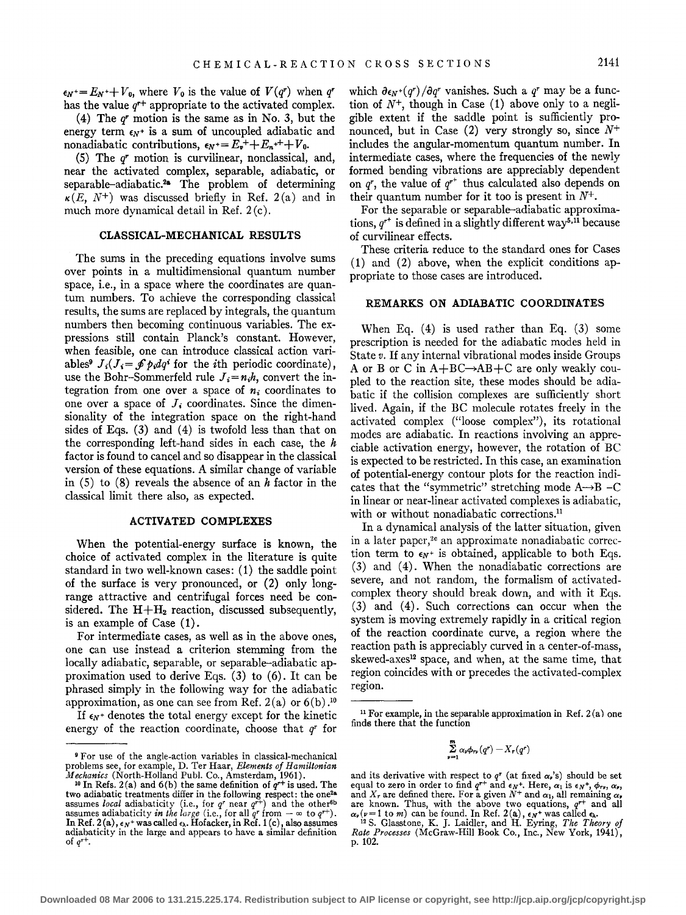$\epsilon_{N^+} = E_{N^+} + V_0$, where $V_0$ is the value of $V(q^r)$ when $q^r$ has the value $q^{r+}$ appropriate to the activated complex.

(4) The $q^r$ motion is the same as in No. 3, but the energy term $\epsilon_{N^+}$ is a sum of uncoupled adiabatic and nonadiabatic contributions, $\epsilon_{N^+} = E_v^+ + E_n^{++} + V_0$.

(5) The $q^r$ motion is curvilinear, nonclassical, and, near the activated complex, separable, adiabatic, or separable–adiabatic.[2a] The problem of determining $\kappa(E, N^+)$ was discussed briefly in Ref. 2(a) and in much more dynamical detail in Ref. 2(c).

## CLASSICAL-MECHANICAL RESULTS

The sums in the preceding equations involve sums over points in a multidimensional quantum number space, i.e., in a space where the coordinates are quantum numbers. To achieve the corresponding classical results, the sums are replaced by integrals, the quantum numbers then becoming continuous variables. The expressions still contain Planck's constant. However, when feasible, one can introduce classical action variables[9] $J_i (J_i = \oint p_i dq^i$ for the $i$th periodic coordinate), use the Bohr–Sommerfeld rule $J_i = n_i h$, convert the integration from one over a space of $n_i$ coordinates to one over a space of $J_i$ coordinates. Since the dimensionality of the integration space on the right-hand sides of Eqs. (3) and (4) is twofold less than that on the corresponding left-hand sides in each case, the $h$ factor is found to cancel and so disappear in the classical version of these equations. A similar change of variable in (5) to (8) reveals the absence of an $h$ factor in the classical limit there also, as expected.

## ACTIVATED COMPLEXES

When the potential-energy surface is known, the choice of activated complex in the literature is quite standard in two well-known cases: (1) the saddle point of the surface is very pronounced, or (2) only long-range attractive and centrifugal forces need be considered. The $H+H_2$ reaction, discussed subsequently, is an example of Case (1).

For intermediate cases, as well as in the above ones, one can use instead a criterion stemming from the locally adiabatic, separable, or separable–adiabatic approximation used to derive Eqs. (3) to (6). It can be phrased simply in the following way for the adiabatic approximation, as one can see from Ref. 2(a) or 6(b).[10]

If $\epsilon_{N^+}$ denotes the total energy except for the kinetic energy of the reaction coordinate, choose that $q^r$ for which $\partial\epsilon_{N^+}(q^r)/\partial q^r$ vanishes. Such a $q^r$ may be a function of $N^+$, though in Case (1) above only to a negligible extent if the saddle point is sufficiently pronounced, but in Case (2) very strongly so, since $N^+$ includes the angular-momentum quantum number. In intermediate cases, where the frequencies of the newly formed bending vibrations are appreciably dependent on $q^r$, the value of $q^{r+}$ thus calculated also depends on their quantum number for it too is present in $N^+$.

For the separable or separable–adiabatic approximations, $q^{r+}$ is defined in a slightly different way[5,11] because of curvilinear effects.

These criteria reduce to the standard ones for Cases (1) and (2) above, when the explicit conditions appropriate to those cases are introduced.

## REMARKS ON ADIABATIC COORDINATES

When Eq. (4) is used rather than Eq. (3) some prescription is needed for the adiabatic modes held in State $v$. If any internal vibrational modes inside Groups A or B or C in $A+BC \rightarrow AB+C$ are only weakly coupled to the reaction site, these modes should be adiabatic if the collision complexes are sufficiently short lived. Again, if the BC molecule rotates freely in the activated complex ("loose complex"), its rotational modes are adiabatic. In reactions involving an appreciable activation energy, however, the rotation of BC is expected to be restricted. In this case, an examination of potential-energy contour plots for the reaction indicates that the "symmetric" stretching mode $A \rightarrow B - C$ in linear or near-linear activated complexes is adiabatic, with or without nonadiabatic corrections.[11]

In a dynamical analysis of the latter situation, given in a later paper,[2c] an approximate nonadiabatic correction term to $\epsilon_{N^+}$ is obtained, applicable to both Eqs. (3) and (4). When the nonadiabatic corrections are severe, and not random, the formalism of activated-complex theory should break down, and with it Eqs. (3) and (4). Such corrections can occur when the system is moving extremely rapidly in a critical region of the reaction coordinate curve, a region where the reaction path is appreciably curved in a center-of-mass, skewed-axes[12] space, and when, at the same time, that region coincides with or precedes the activated-complex region.

---

[9] For use of the angle-action variables in classical-mechanical problems see, for example, D. Ter Haar, *Elements of Hamiltonian Mechanics* (North-Holland Publ. Co., Amsterdam, 1961).

[10] In Refs. 2(a) and 6(b) the same definition of $q^{r+}$ is used. The two adiabatic treatments differ in the following respect: the one[2a] assumes *local* adiabaticity (i.e., for $q^r$ near $q^{r+}$) and the other[6b] assumes adiabaticity *in the large* (i.e., for all $q^r$ from $-\infty$ to $q^{r+}$). In Ref. 2(a), $\epsilon_{N^+}$ was called $\epsilon_\lambda$. Hofacker, in Ref. 1(c), also assumes adiabaticity in the large and appears to have a similar definition of $q^{r+}$.

[11] For example, in the separable approximation in Ref. 2(a) one finds there that the function

$$\sum_{\nu=1}^{m} \alpha_\nu \phi_{r\nu}(q^r) - X_r(q^r)$$

and its derivative with respect to $q^r$ (at fixed $\alpha_\nu$'s) should be set equal to zero in order to find $q^{r+}$ and $\epsilon_{N^+}$. Here, $\alpha_1$ is $\epsilon_{N^+}$, $\phi_{r\nu}$, $\alpha_\nu$, and $X_r$ are defined there. For a given $N^+$ and $\alpha_1$, all remaining $\alpha_\nu$ are known. Thus, with the above two equations, $q^{r+}$ and all $\alpha_\nu (\nu = 1$ to $m)$ can be found. In Ref. 2(a), $\epsilon_{N^+}$ was called $\epsilon_\lambda$.

[12] S. Glasstone, K. J. Laidler, and H. Eyring, *The Theory of Rate Processes* (McGraw-Hill Book Co., Inc., New York, 1941), p. 102.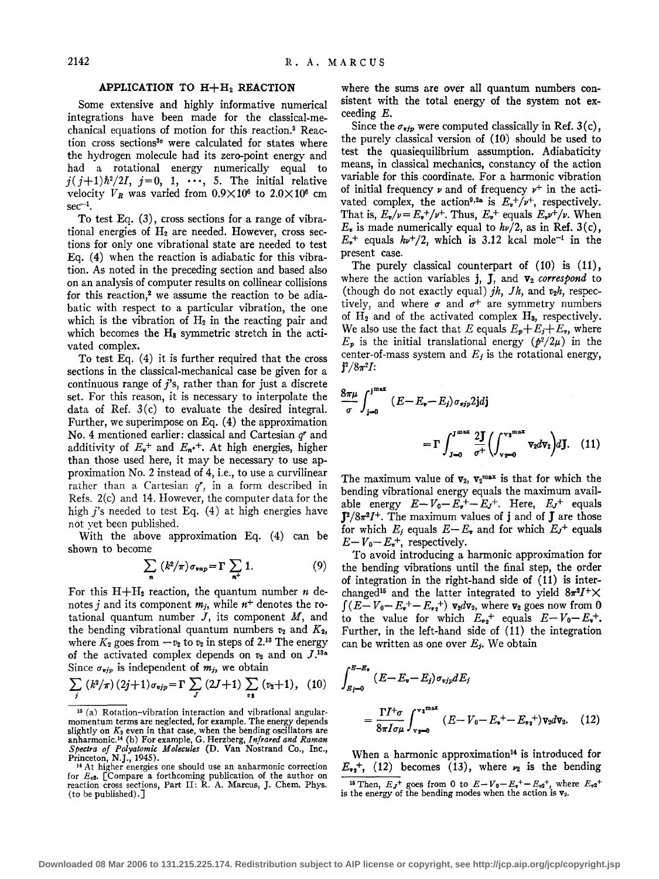## APPLICATION TO H+H$_2$ REACTION

Some extensive and highly informative numerical integrations have been made for the classical-mechanical equations of motion for this reaction.[3] Reaction cross sections[3c] were calculated for states where the hydrogen molecule had its zero-point energy and had a rotational energy numerically equal to $j(j+1)\hbar^2/2I$, $j=0, 1, \cdots, 5$. The initial relative velocity $V_R$ was varied from $0.9\times10^6$ to $2.0\times10^6$ cm sec$^{-1}$.

To test Eq. (3), cross sections for a range of vibrational energies of H$_2$ are needed. However, cross sections for only one vibrational state are needed to test Eq. (4) when the reaction is adiabatic for this vibration. As noted in the preceding section and based also on an analysis of computer results on collinear collisions for this reaction,[2] we assume the reaction to be adiabatic with respect to a particular vibration, the one which is the vibration of H$_2$ in the reacting pair and which becomes the H$_3$ symmetric stretch in the activated complex.

To test Eq. (4) it is further required that the cross sections in the classical-mechanical case be given for a continuous range of $j$'s, rather than for just a discrete set. For this reason, it is necessary to interpolate the data of Ref. 3(c) to evaluate the desired integral. Further, we superimpose on Eq. (4) the approximation No. 4 mentioned earlier: classical and Cartesian $q^r$ and additivity of $E_v^+$ and $E_{n^+}^+$. At high energies, higher than those used here, it may be necessary to use approximation No. 2 instead of 4, i.e., to use a curvilinear rather than a Cartesian $q^r$, in a form described in Refs. 2(c) and 14. However, the computer data for the high $j$'s needed to test Eq. (4) at high energies have not yet been published.

With the above approximation Eq. (4) can be shown to become

$$\sum_n (k^2/\pi)\sigma_{vnp}=\Gamma\sum_{n^+}1. \tag{9}$$

For this H+H$_2$ reaction, the quantum number $n$ denotes $j$ and its component $m_j$, while $n^+$ denotes the rotational quantum number $J$, its component $M$, and the bending vibrational quantum numbers $v_2$ and $K_2$, where $K_2$ goes from $-v_2$ to $v_2$ in steps of 2.[13] The energy of the activated complex depends on $v_2$ and on $J$.[13a] Since $\sigma_{vjp}$ is independent of $m_j$, we obtain

$$\sum_j (k^2/\pi)(2j+1)\sigma_{vjp}=\Gamma\sum_J(2J+1)\sum_{v_2}(v_2+1), \tag{10}$$

where the sums are over all quantum numbers consistent with the total energy of the system not exceeding $E$.

Since the $\sigma_{vjp}$ were computed classically in Ref. 3(c), the purely classical version of (10) should be used to test the quasiequilibrium assumption. Adiabaticity means, in classical mechanics, constancy of the action variable for this coordinate. For a harmonic vibration of initial frequency $\nu$ and of frequency $\nu^+$ in the activated complex, the action[9,2a] is $E_v^+/\nu^+$, respectively. That is, $E_v/\nu=E_v^+/\nu^+$. Thus, $E_v^+$ equals $E_v\nu^+/\nu$. When $E_v$ is made numerically equal to $h\nu/2$, as in Ref. 3(c), $E_v^+$ equals $h\nu^+/2$, which is 3.12 kcal mole$^{-1}$ in the present case.

The purely classical counterpart of (10) is (11), where the action variables $\mathbf{j}$, $\mathbf{J}$, and $\mathbf{v}_2$ *correspond* to (though do not exactly equal) $jh$, $Jh$, and $v_2h$, respectively, and where $\sigma$ and $\sigma^+$ are symmetry numbers of H$_2$ and of the activated complex H$_3$, respectively. We also use the fact that $E$ equals $E_p+E_j+E_v$, where $E_p$ is the initial translational energy $(p^2/2\mu)$ in the center-of-mass system and $E_j$ is the rotational energy, $\mathbf{j}^2/8\pi^2I$:

$$\frac{8\pi\mu}{\sigma}\int_{\mathbf{j}=0}^{\mathbf{j}^{\max}}(E-E_v-E_j)\sigma_{vjp}2\mathbf{j}d\mathbf{j}=\Gamma\int_{\mathbf{J}=0}^{\mathbf{J}^{\max}}\frac{2\mathbf{J}}{\sigma^+}\left(\int_{\mathbf{v}_2=0}^{\mathbf{v}_2^{\max}}\mathbf{v}_2d\mathbf{v}_2\right)d\mathbf{J}. \tag{11}$$

The maximum value of $\mathbf{v}_2$, $\mathbf{v}_2^{\max}$ is that for which the bending vibrational energy equals the maximum available energy $E-V_0-E_v^+-E_J^+$. Here, $E_J^+$ equals $\mathbf{J}^2/8\pi^2I^+$. The maximum values of $\mathbf{j}$ and of $\mathbf{J}$ are those for which $E_j$ equals $E-E_v$ and for which $E_J^+$ equals $E-V_0-E_v^+$, respectively.

To avoid introducing a harmonic approximation for the bending vibrations until the final step, the order of integration in the right-hand side of (11) is interchanged[15] and the latter integrated to yield $8\pi^2I^+\times\int(E-V_0-E_v^+-E_{\mathbf{v}_2}^+)\mathbf{v}_2d\mathbf{v}_2$, where $\mathbf{v}_2$ goes now from 0 to the value for which $E_{\mathbf{v}_2}^+$ equals $E-V_0-E_v^+$. Further, in the left-hand side of (11) the integration can be written as one over $E_j$. We obtain

$$\int_{E_j=0}^{E-E_v}(E-E_v-E_j)\sigma_{vjp}dE_j=\frac{\Gamma I^+\sigma}{8\pi I\sigma\mu}\int_{\mathbf{v}_2=0}^{\mathbf{v}_2^{\max}}(E-V_0-E_v^+-E_{\mathbf{v}_2}^+)\mathbf{v}_2d\mathbf{v}_2. \tag{12}$$

When a harmonic approximation[14] is introduced for $E_{\mathbf{v}_2}^+$, (12) becomes (13), where $\nu_2$ is the bending

---

[13] (a) Rotation–vibration interaction and vibrational angular-momentum terms are neglected, for example. The energy depends slightly on $K_2$ even in that case, when the bending oscillators are anharmonic.[14] (b) For example, G. Herzberg, *Infrared and Raman Spectra of Polyatomic Molecules* (D. Van Nostrand Co., Inc., Princeton, N.J., 1945).

[14] At higher energies one should use an anharmonic correction for $E_{\mathbf{v}_2}$. [Compare a forthcoming publication of the author on reaction cross sections, Part II: R. A. Marcus, J. Chem. Phys. (to be published).]

[15] Then, $E_J^+$ goes from 0 to $E-V_0-E_v^+-E_{\mathbf{v}_2}^+$, where $E_{\mathbf{v}_2}^+$ is the energy of the bending modes when the action is $\mathbf{v}_2$.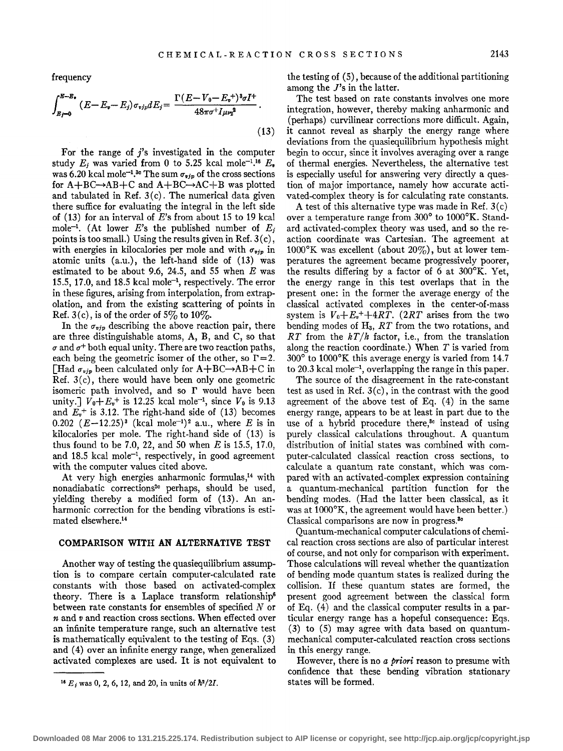frequency

$$\int_{E_j=0}^{E-E_v} (E-E_v-E_j)\sigma_{vjp}dE_j = \frac{\Gamma(E-V_0-E_v^+)^3\sigma I^+}{48\pi\sigma^+ I\mu\nu_2^2}. \tag{13}$$

For the range of $j$'s investigated in the computer study $E_j$ was varied from 0 to 5.25 kcal mole$^{-1}$.[16] $E_v$ was 6.20 kcal mole$^{-1}$.[3c] The sum $\sigma_{vjp}$ of the cross sections for A+BC→AB+C and A+BC→AC+B was plotted and tabulated in Ref. 3(c). The numerical data given there suffice for evaluating the integral in the left side of (13) for an interval of $E$'s from about 15 to 19 kcal mole$^{-1}$. (At lower $E$'s the published number of $E_j$ points is too small.) Using the results given in Ref. 3(c), with energies in kilocalories per mole and with $\sigma_{vjp}$ in atomic units (a.u.), the left-hand side of (13) was estimated to be about 9.6, 24.5, and 55 when $E$ was 15.5, 17.0, and 18.5 kcal mole$^{-1}$, respectively. The error in these figures, arising from interpolation, from extrapolation, and from the existing scattering of points in Ref. 3(c), is of the order of 5% to 10%.

In the $\sigma_{vjp}$ describing the above reaction pair, there are three distinguishable atoms, A, B, and C, so that $\sigma$ and $\sigma^+$ both equal unity. There are two reaction paths, each being the geometric isomer of the other, so $\Gamma=2$. [Had $\sigma_{vjp}$ been calculated only for A+BC→AB+C in Ref. 3(c), there would have been only one geometric isomeric path involved, and so $\Gamma$ would have been unity.] $V_0+E_v^+$ is 12.25 kcal mole$^{-1}$, since $V_0$ is 9.13 and $E_v^+$ is 3.12. The right-hand side of (13) becomes $0.202\ (E-12.25)^3$ (kcal mole$^{-1}$)$^2$ a.u., where $E$ is in kilocalories per mole. The right-hand side of (13) is thus found to be 7.0, 22, and 50 when $E$ is 15.5, 17.0, and 18.5 kcal mole$^{-1}$, respectively, in good agreement with the computer values cited above.

At very high energies anharmonic formulas,[14] with nonadiabatic corrections[2c] perhaps, should be used, yielding thereby a modified form of (13). An anharmonic correction for the bending vibrations is estimated elsewhere.[14]

## COMPARISON WITH AN ALTERNATIVE TEST

Another way of testing the quasiequilibrium assumption is to compare certain computer-calculated rate constants with those based on activated-complex theory. There is a Laplace transform relationship[6] between rate constants for ensembles of specified $N$ or $n$ and $v$ and reaction cross sections. When effected over an infinite temperature range, such an alternative test is mathematically equivalent to the testing of Eqs. (3) and (4) over an infinite energy range, when generalized activated complexes are used. It is not equivalent to the testing of (5), because of the additional partitioning among the $J$'s in the latter.

The test based on rate constants involves one more integration, however, thereby making anharmonic and (perhaps) curvilinear corrections more difficult. Again, it cannot reveal as sharply the energy range where deviations from the quasiequilibrium hypothesis might begin to occur, since it involves averaging over a range of thermal energies. Nevertheless, the alternative test is especially useful for answering very directly a question of major importance, namely how accurate activated-complex theory is for calculating rate constants.

A test of this alternative type was made in Ref. 3(c) over a temperature range from 300° to 1000°K. Standard activated-complex theory was used, and so the reaction coordinate was Cartesian. The agreement at 1000°K was excellent (about 20%), but at lower temperatures the agreement became progressively poorer, the results differing by a factor of 6 at 300°K. Yet, the energy range in this test overlaps that in the present one: in the former the average energy of the classical activated complexes in the center-of-mass system is $V_0+E_v^++4RT$. ($2RT$ arises from the two bending modes of $H_3$, $RT$ from the two rotations, and $RT$ from the $kT/h$ factor, i.e., from the translation along the reaction coordinate.) When $T$ is varied from 300° to 1000°K this average energy is varied from 14.7 to 20.3 kcal mole$^{-1}$, overlapping the range in this paper.

The source of the disagreement in the rate-constant test as used in Ref. 3(c), in the contrast with the good agreement of the above test of Eq. (4) in the same energy range, appears to be at least in part due to the use of a hybrid procedure there,[3c] instead of using purely classical calculations throughout. A quantum distribution of initial states was combined with computer-calculated classical reaction cross sections, to calculate a quantum rate constant, which was compared with an activated-complex expression containing a quantum-mechanical partition function for the bending modes. (Had the latter been classical, as it was at 1000°K, the agreement would have been better.) Classical comparisons are now in progress.[3c]

Quantum-mechanical computer calculations of chemical reaction cross sections are also of particular interest of course, and not only for comparison with experiment. Those calculations will reveal whether the quantization of bending mode quantum states is realized during the collision. If these quantum states are formed, the present good agreement between the classical form of Eq. (4) and the classical computer results in a particular energy range has a hopeful consequence: Eqs. (3) to (5) may agree with data based on quantum-mechanical computer-calculated reaction cross sections in this energy range.

However, there is no *a priori* reason to presume with confidence that these bending vibration stationary states will be formed.

---

[16] $E_j$ was 0, 2, 6, 12, and 20, in units of $\hbar^2/2I$.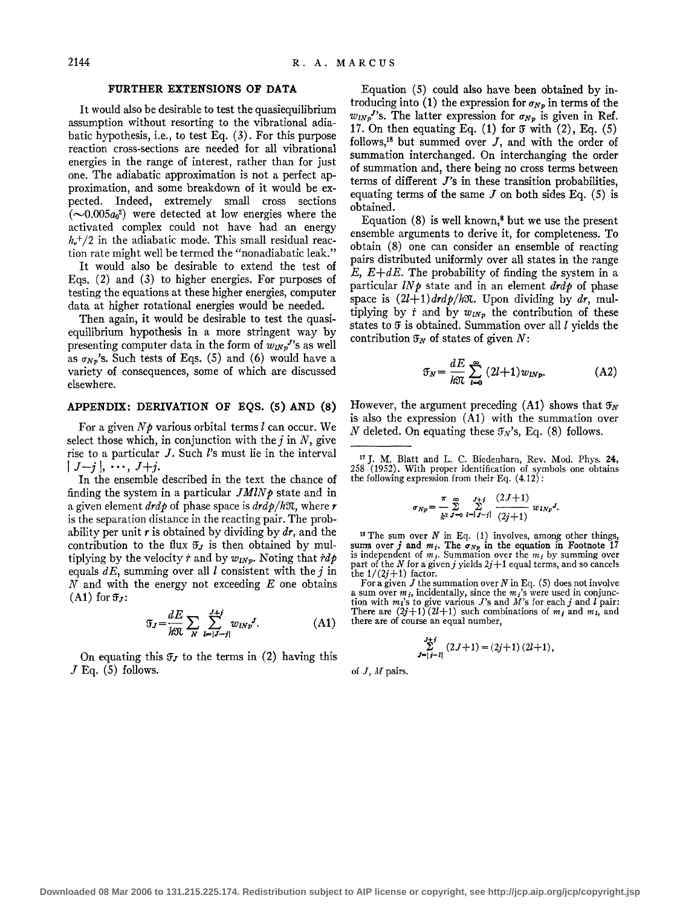## FURTHER EXTENSIONS OF DATA

It would also be desirable to test the quasiequilibrium assumption without resorting to the vibrational adiabatic hypothesis, i.e., to test Eq. (3). For this purpose reaction cross-sections are needed for all vibrational energies in the range of interest, rather than for just one. The adiabatic approximation is not a perfect approximation, and some breakdown of it would be expected. Indeed, extremely small cross sections ($\sim 0.005 a_0^2$) were detected at low energies where the activated complex could not have had an energy $h\nu^+/2$ in the adiabatic mode. This small residual reaction rate might well be termed the "nonadiabatic leak."

It would also be desirable to extend the test of Eqs. (2) and (3) to higher energies. For purposes of testing the equations at these higher energies, computer data at higher rotational energies would be needed.

Then again, it would be desirable to test the quasiequilibrium hypothesis in a more stringent way by presenting computer data in the form of $w_{lNp}^J$'s as well as $\sigma_{Np}$'s. Such tests of Eqs. (5) and (6) would have a variety of consequences, some of which are discussed elsewhere.

## APPENDIX: DERIVATION OF EQS. (5) AND (8)

For a given $Np$ various orbital terms $l$ can occur. We select those which, in conjunction with the $j$ in $N$, give rise to a particular $J$. Such $l$'s must lie in the interval $|J-j|, \cdots, J+j$.

In the ensemble described in the text the chance of finding the system in a particular $JMlNp$ state and in a given element $drdp$ of phase space is $drdp/h\mathfrak{N}$, where $r$ is the separation distance in the reacting pair. The probability per unit $r$ is obtained by dividing by $dr$, and the contribution to the flux $\mathfrak{F}_J$ is then obtained by multiplying by the velocity $\dot{r}$ and by $w_{lNp}$. Noting that $\dot{r}dp$ equals $dE$, summing over all $l$ consistent with the $j$ in $N$ and with the energy not exceeding $E$ one obtains (A1) for $\mathfrak{F}_J$:

$$\mathfrak{F}_J = \frac{dE}{h\mathfrak{N}} \sum_N \sum_{l=|J-j|}^{J+j} w_{lNp}^J. \tag{A1}$$

On equating this $\mathfrak{F}_J$ to the terms in (2) having this $J$ Eq. (5) follows.

Equation (5) could also have been obtained by introducing into (1) the expression for $\sigma_{Np}$ in terms of the $w_{lNp}^J$'s. The latter expression for $\sigma_{Np}$ is given in Ref. 17. On then equating Eq. (1) for $\mathfrak{F}$ with (2), Eq. (5) follows,[18] but summed over $J$, and with the order of summation interchanged. On interchanging the order of summation and, there being no cross terms between terms of different $J$'s in these transition probabilities, equating terms of the same $J$ on both sides Eq. (5) is obtained.

Equation (8) is well known,[8] but we use the present ensemble arguments to derive it, for completeness. To obtain (8) one can consider an ensemble of reacting pairs distributed uniformly over all states in the range $E$, $E+dE$. The probability of finding the system in a particular $lNp$ state and in an element $drdp$ of phase space is $(2l+1)drdp/h\mathfrak{N}$. Upon dividing by $dr$, multiplying by $\dot{r}$ and by $w_{lNp}$ the contribution of these states to $\mathfrak{F}$ is obtained. Summation over all $l$ yields the contribution $\mathfrak{F}_N$ of states of given $N$:

$$\mathfrak{F}_N = \frac{dE}{h\mathfrak{N}} \sum_{l=0}^{\infty} (2l+1) w_{lNp}. \tag{A2}$$

However, the argument preceding (A1) shows that $\mathfrak{F}_N$ is also the expression (A1) with the summation over $N$ deleted. On equating these $\mathfrak{F}_N$'s, Eq. (8) follows.

---

[17] J. M. Blatt and L. C. Biedenharn, Rev. Mod. Phys. **24**, 258 (1952). With proper identification of symbols one obtains the following expression from their Eq. (4.12):

$$\sigma_{Np} = \frac{\pi}{k^2} \sum_{J=0}^{\infty} \sum_{l=|J-j|}^{J+j} \frac{(2J+1)}{(2j+1)} w_{lNp}^J.$$

[18] The sum over $N$ in Eq. (1) involves, among other things, sums over $j$ and $m_j$. The $\sigma_{Np}$ in the equation in Footnote 17 is independent of $m_j$. Summation over the $m_j$ by summing over part of the $N$ for a given $j$ yields $2j+1$ equal terms, and so cancels the $1/(2j+1)$ factor.

For a given $J$ the summation over $N$ in Eq. (5) does not involve a sum over $m_j$, incidentally, since the $m_j$'s were used in conjunction with $m_l$'s to give various $J$'s and $M$'s for each $j$ and $l$ pair: There are $(2j+1)(2l+1)$ such combinations of $m_j$ and $m_l$, and there are of course an equal number,

$$\sum_{J=|j-l|}^{J+j} (2J+1) = (2j+1)(2l+1),$$

of $J$, $M$ pairs.